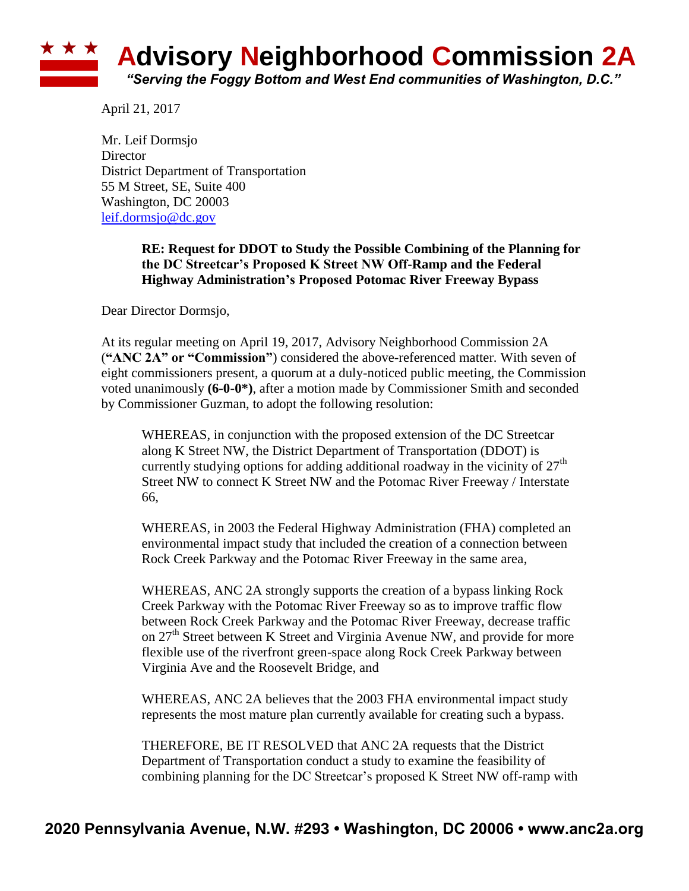# Advisory Neighborhood Commission 2A

*"Serving the Foggy Bottom and West End communities of Washington, D.C."*

April 21, 2017

Mr. Leif Dormsjo
Director
District Department of Transportation
55 M Street, SE, Suite 400
Washington, DC 20003
leif.dormsjo@dc.gov

> **RE: Request for DDOT to Study the Possible Combining of the Planning for the DC Streetcar's Proposed K Street NW Off-Ramp and the Federal Highway Administration's Proposed Potomac River Freeway Bypass**

Dear Director Dormsjo,

At its regular meeting on April 19, 2017, Advisory Neighborhood Commission 2A (**"ANC 2A" or "Commission"**) considered the above-referenced matter. With seven of eight commissioners present, a quorum at a duly-noticed public meeting, the Commission voted unanimously **(6-0-0*)**, after a motion made by Commissioner Smith and seconded by Commissioner Guzman, to adopt the following resolution:

> WHEREAS, in conjunction with the proposed extension of the DC Streetcar along K Street NW, the District Department of Transportation (DDOT) is currently studying options for adding additional roadway in the vicinity of 27th Street NW to connect K Street NW and the Potomac River Freeway / Interstate 66,
>
> WHEREAS, in 2003 the Federal Highway Administration (FHA) completed an environmental impact study that included the creation of a connection between Rock Creek Parkway and the Potomac River Freeway in the same area,
>
> WHEREAS, ANC 2A strongly supports the creation of a bypass linking Rock Creek Parkway with the Potomac River Freeway so as to improve traffic flow between Rock Creek Parkway and the Potomac River Freeway, decrease traffic on 27th Street between K Street and Virginia Avenue NW, and provide for more flexible use of the riverfront green-space along Rock Creek Parkway between Virginia Ave and the Roosevelt Bridge, and
>
> WHEREAS, ANC 2A believes that the 2003 FHA environmental impact study represents the most mature plan currently available for creating such a bypass.
>
> THEREFORE, BE IT RESOLVED that ANC 2A requests that the District Department of Transportation conduct a study to examine the feasibility of combining planning for the DC Streetcar's proposed K Street NW off-ramp with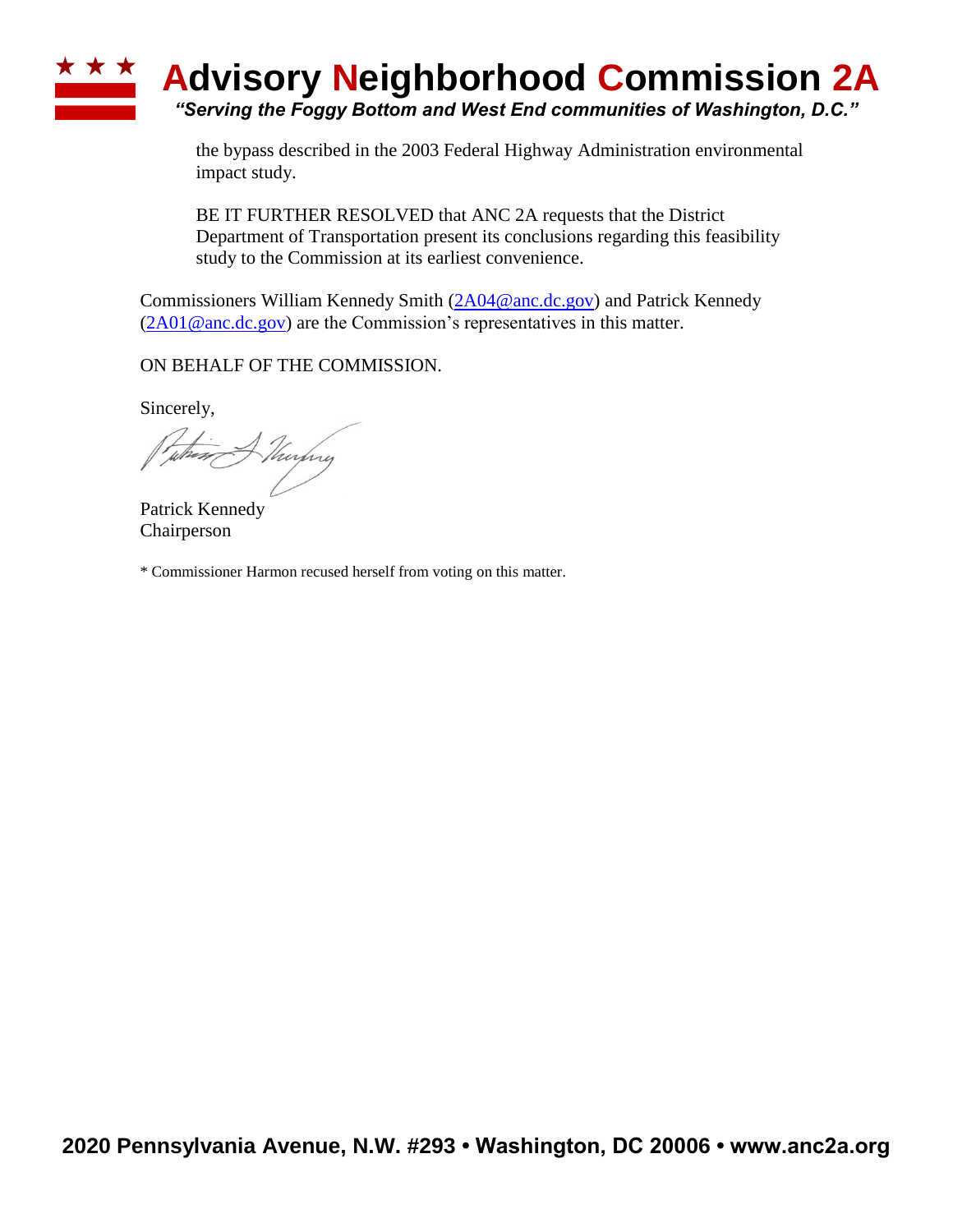the bypass described in the 2003 Federal Highway Administration environmental impact study.

BE IT FURTHER RESOLVED that ANC 2A requests that the District Department of Transportation present its conclusions regarding this feasibility study to the Commission at its earliest convenience.

Commissioners William Kennedy Smith (2A04@anc.dc.gov) and Patrick Kennedy (2A01@anc.dc.gov) are the Commission's representatives in this matter.

ON BEHALF OF THE COMMISSION.

Sincerely,

Patrick Kennedy
Chairperson

* Commissioner Harmon recused herself from voting on this matter.